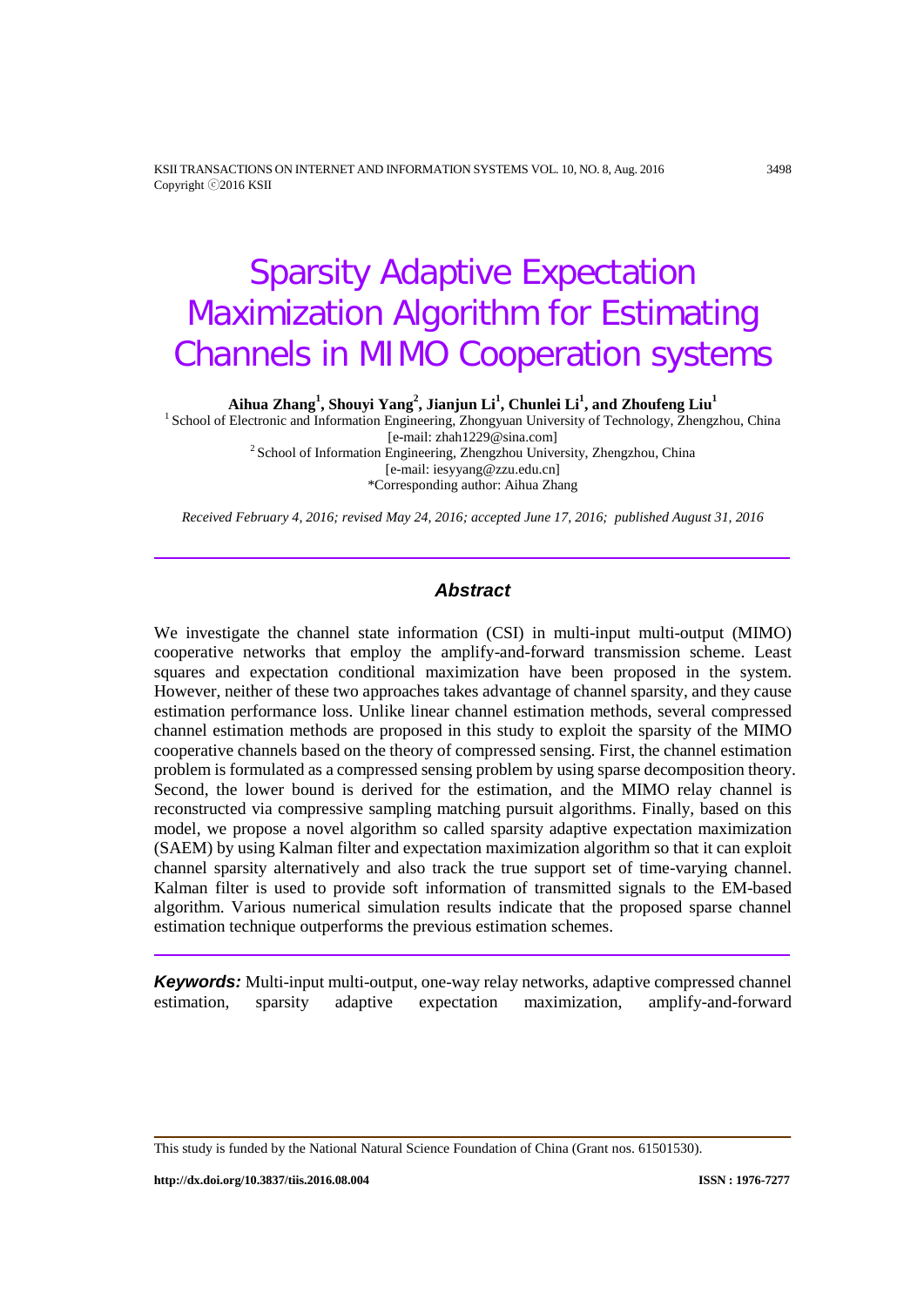# Sparsity Adaptive Expectation Maximization Algorithm for Estimating Channels in MIMO Cooperation systems

**Aihua Zhang[1], Shouyi Yang[2], Jianjun Li[1], Chunlei Li[1], and Zhoufeng Liu[1]**

[1] School of Electronic and Information Engineering, Zhongyuan University of Technology, Zhengzhou, China
[e-mail: zhah1229@sina.com]

[2] School of Information Engineering, Zhengzhou University, Zhengzhou, China
[e-mail: iesyyang@zzu.edu.cn]

*Corresponding author: Aihua Zhang

*Received February 4, 2016; revised May 24, 2016; accepted June 17, 2016; published August 31, 2016*

---

## *Abstract*

We investigate the channel state information (CSI) in multi-input multi-output (MIMO) cooperative networks that employ the amplify-and-forward transmission scheme. Least squares and expectation conditional maximization have been proposed in the system. However, neither of these two approaches takes advantage of channel sparsity, and they cause estimation performance loss. Unlike linear channel estimation methods, several compressed channel estimation methods are proposed in this study to exploit the sparsity of the MIMO cooperative channels based on the theory of compressed sensing. First, the channel estimation problem is formulated as a compressed sensing problem by using sparse decomposition theory. Second, the lower bound is derived for the estimation, and the MIMO relay channel is reconstructed via compressive sampling matching pursuit algorithms. Finally, based on this model, we propose a novel algorithm so called sparsity adaptive expectation maximization (SAEM) by using Kalman filter and expectation maximization algorithm so that it can exploit channel sparsity alternatively and also track the true support set of time-varying channel. Kalman filter is used to provide soft information of transmitted signals to the EM-based algorithm. Various numerical simulation results indicate that the proposed sparse channel estimation technique outperforms the previous estimation schemes.

---

***Keywords:*** Multi-input multi-output, one-way relay networks, adaptive compressed channel estimation, sparsity adaptive expectation maximization, amplify-and-forward

---

This study is funded by the National Natural Science Foundation of China (Grant nos. 61501530).

**http://dx.doi.org/10.3837/tiis.2016.08.004** **ISSN : 1976-7277**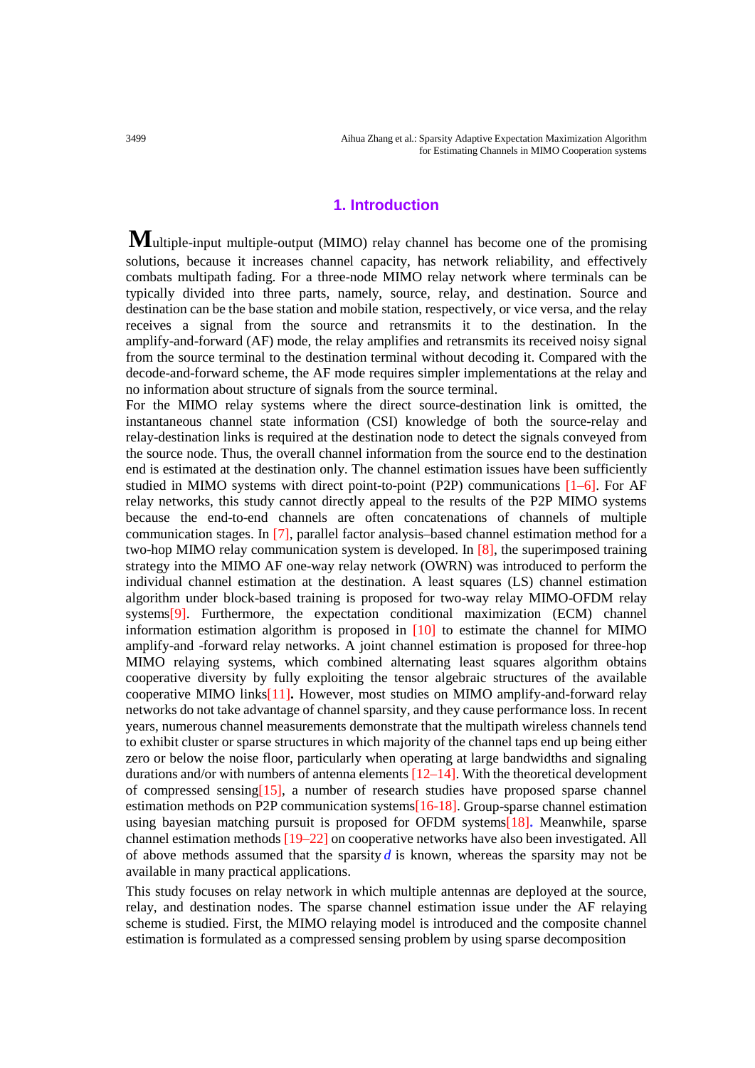## 1. Introduction

Multiple-input multiple-output (MIMO) relay channel has become one of the promising solutions, because it increases channel capacity, has network reliability, and effectively combats multipath fading. For a three-node MIMO relay network where terminals can be typically divided into three parts, namely, source, relay, and destination. Source and destination can be the base station and mobile station, respectively, or vice versa, and the relay receives a signal from the source and retransmits it to the destination. In the amplify-and-forward (AF) mode, the relay amplifies and retransmits its received noisy signal from the source terminal to the destination terminal without decoding it. Compared with the decode-and-forward scheme, the AF mode requires simpler implementations at the relay and no information about structure of signals from the source terminal.

For the MIMO relay systems where the direct source-destination link is omitted, the instantaneous channel state information (CSI) knowledge of both the source-relay and relay-destination links is required at the destination node to detect the signals conveyed from the source node. Thus, the overall channel information from the source end to the destination end is estimated at the destination only. The channel estimation issues have been sufficiently studied in MIMO systems with direct point-to-point (P2P) communications [1–6]. For AF relay networks, this study cannot directly appeal to the results of the P2P MIMO systems because the end-to-end channels are often concatenations of channels of multiple communication stages. In [7], parallel factor analysis–based channel estimation method for a two-hop MIMO relay communication system is developed. In [8], the superimposed training strategy into the MIMO AF one-way relay network (OWRN) was introduced to perform the individual channel estimation at the destination. A least squares (LS) channel estimation algorithm under block-based training is proposed for two-way relay MIMO-OFDM relay systems[9]. Furthermore, the expectation conditional maximization (ECM) channel information estimation algorithm is proposed in [10] to estimate the channel for MIMO amplify-and -forward relay networks. A joint channel estimation is proposed for three-hop MIMO relaying systems, which combined alternating least squares algorithm obtains cooperative diversity by fully exploiting the tensor algebraic structures of the available cooperative MIMO links[11]. However, most studies on MIMO amplify-and-forward relay networks do not take advantage of channel sparsity, and they cause performance loss. In recent years, numerous channel measurements demonstrate that the multipath wireless channels tend to exhibit cluster or sparse structures in which majority of the channel taps end up being either zero or below the noise floor, particularly when operating at large bandwidths and signaling durations and/or with numbers of antenna elements [12–14]. With the theoretical development of compressed sensing[15], a number of research studies have proposed sparse channel estimation methods on P2P communication systems[16-18]. Group-sparse channel estimation using bayesian matching pursuit is proposed for OFDM systems[18]. Meanwhile, sparse channel estimation methods [19–22] on cooperative networks have also been investigated. All of above methods assumed that the sparsity $d$ is known, whereas the sparsity may not be available in many practical applications.

This study focuses on relay network in which multiple antennas are deployed at the source, relay, and destination nodes. The sparse channel estimation issue under the AF relaying scheme is studied. First, the MIMO relaying model is introduced and the composite channel estimation is formulated as a compressed sensing problem by using sparse decomposition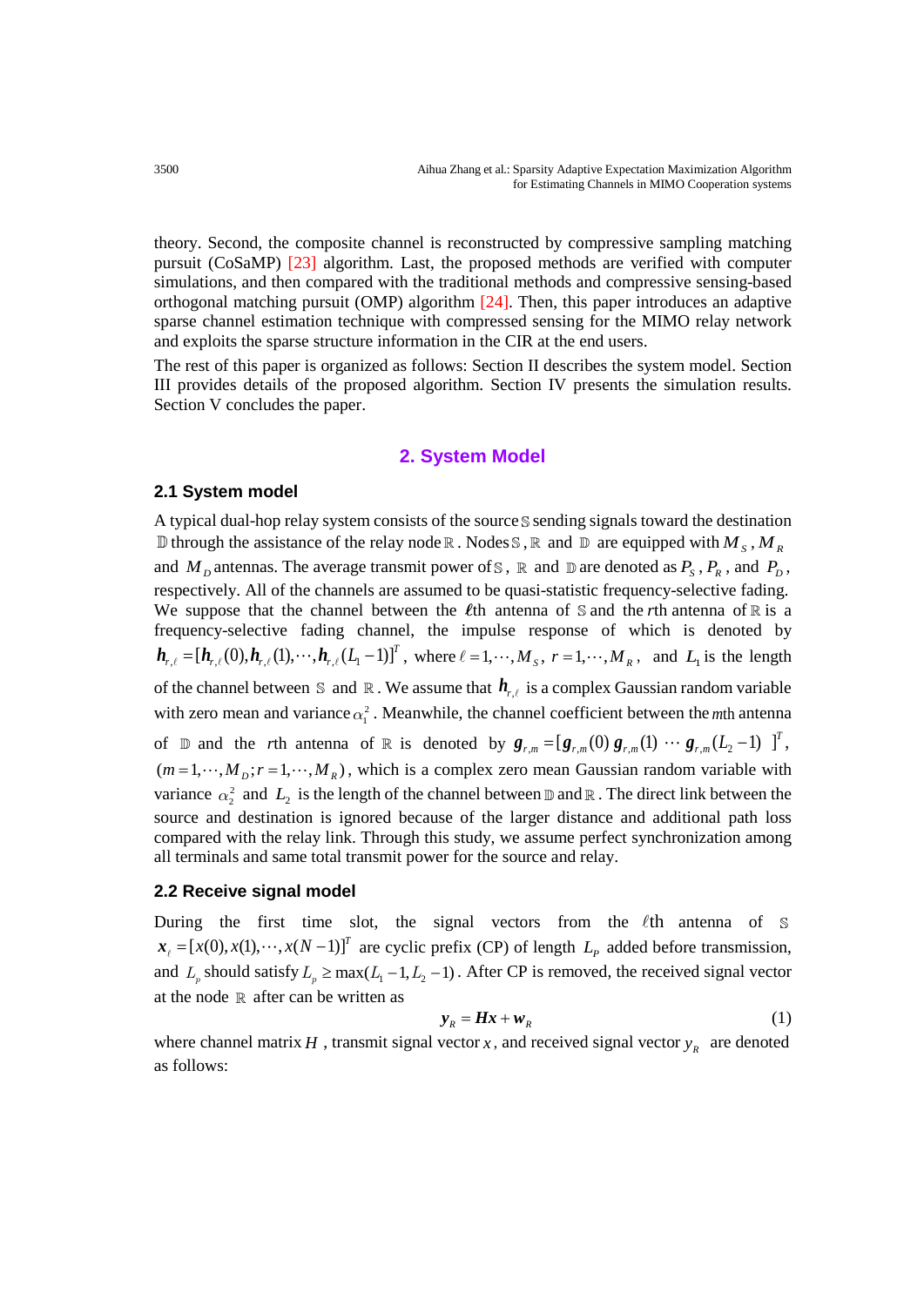theory. Second, the composite channel is reconstructed by compressive sampling matching pursuit (CoSaMP) [23] algorithm. Last, the proposed methods are verified with computer simulations, and then compared with the traditional methods and compressive sensing-based orthogonal matching pursuit (OMP) algorithm [24]. Then, this paper introduces an adaptive sparse channel estimation technique with compressed sensing for the MIMO relay network and exploits the sparse structure information in the CIR at the end users.

The rest of this paper is organized as follows: Section II describes the system model. Section III provides details of the proposed algorithm. Section IV presents the simulation results. Section V concludes the paper.

## 2. System Model

### 2.1 System model

A typical dual-hop relay system consists of the source $\mathbb{S}$ sending signals toward the destination $\mathbb{D}$ through the assistance of the relay node $\mathbb{R}$. Nodes $\mathbb{S}$, $\mathbb{R}$ and $\mathbb{D}$ are equipped with $M_S$, $M_R$ and $M_D$ antennas. The average transmit power of $\mathbb{S}$, $\mathbb{R}$ and $\mathbb{D}$ are denoted as $P_S$, $P_R$, and $P_D$, respectively. All of the channels are assumed to be quasi-statistic frequency-selective fading. We suppose that the channel between the $\ell$th antenna of $\mathbb{S}$ and the $r$th antenna of $\mathbb{R}$ is a frequency-selective fading channel, the impulse response of which is denoted by $\boldsymbol{h}_{r,\ell} = [\boldsymbol{h}_{r,\ell}(0), \boldsymbol{h}_{r,\ell}(1), \cdots, \boldsymbol{h}_{r,\ell}(L_1 - 1)]^T$, where $\ell = 1, \cdots, M_S$, $r = 1, \cdots, M_R$, and $L_1$ is the length of the channel between $\mathbb{S}$ and $\mathbb{R}$. We assume that $\boldsymbol{h}_{r,\ell}$ is a complex Gaussian random variable with zero mean and variance $\alpha_1^2$. Meanwhile, the channel coefficient between the $m$th antenna of $\mathbb{D}$ and the $r$th antenna of $\mathbb{R}$ is denoted by $\boldsymbol{g}_{r,m} = [\boldsymbol{g}_{r,m}(0)\ \boldsymbol{g}_{r,m}(1)\ \cdots\ \boldsymbol{g}_{r,m}(L_2 - 1)\ ]^T$, $(m = 1, \cdots, M_D; r = 1, \cdots, M_R)$, which is a complex zero mean Gaussian random variable with variance $\alpha_2^2$ and $L_2$ is the length of the channel between $\mathbb{D}$ and $\mathbb{R}$. The direct link between the source and destination is ignored because of the larger distance and additional path loss compared with the relay link. Through this study, we assume perfect synchronization among all terminals and same total transmit power for the source and relay.

### 2.2 Receive signal model

During the first time slot, the signal vectors from the $\ell$th antenna of $\mathbb{S}$ $\boldsymbol{x}_\ell = [x(0), x(1), \cdots, x(N-1)]^T$ are cyclic prefix (CP) of length $L_P$ added before transmission, and $L_p$ should satisfy $L_p \geq \max(L_1 - 1, L_2 - 1)$. After CP is removed, the received signal vector at the node $\mathbb{R}$ after can be written as

$$\boldsymbol{y}_R = \boldsymbol{H}\boldsymbol{x} + \boldsymbol{w}_R \tag{1}$$

where channel matrix $H$, transmit signal vector $x$, and received signal vector $y_R$ are denoted as follows: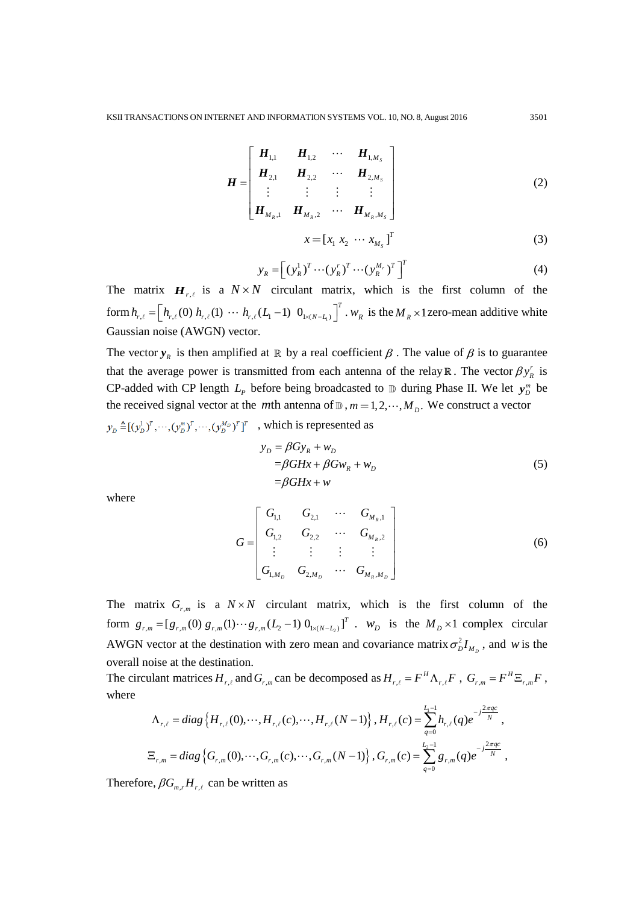$$\boldsymbol{H} = \begin{bmatrix} \boldsymbol{H}_{1,1} & \boldsymbol{H}_{1,2} & \cdots & \boldsymbol{H}_{1,M_S} \\ \boldsymbol{H}_{2,1} & \boldsymbol{H}_{2,2} & \cdots & \boldsymbol{H}_{2,M_S} \\ \vdots & \vdots & \vdots & \vdots \\ \boldsymbol{H}_{M_R,1} & \boldsymbol{H}_{M_R,2} & \cdots & \boldsymbol{H}_{M_R,M_S} \end{bmatrix} \tag{2}$$

$$x = [x_1 \ x_2 \ \cdots \ x_{M_S}]^T \tag{3}$$

$$y_R = \left[ (y_R^1)^T \cdots (y_R^r)^T \cdots (y_R^{M_r})^T \right]^T \tag{4}$$

The matrix $\boldsymbol{H}_{r,\ell}$ is a $N \times N$ circulant matrix, which is the first column of the form $h_{r,\ell} = \left[ h_{r,\ell}(0) \ h_{r,\ell}(1) \ \cdots \ h_{r,\ell}(L_1 - 1) \ 0_{1\times(N-L_1)} \right]^T$. $w_R$ is the $M_R \times 1$ zero-mean additive white Gaussian noise (AWGN) vector.

The vector $\boldsymbol{y}_R$ is then amplified at $\mathbb{R}$ by a real coefficient $\beta$. The value of $\beta$ is to guarantee that the average power is transmitted from each antenna of the relay $\mathbb{R}$. The vector $\beta y_R^r$ is CP-added with CP length $L_P$ before being broadcasted to $\mathbb{D}$ during Phase II. We let $\boldsymbol{y}_D^m$ be the received signal vector at the $m$th antenna of $\mathbb{D}$, $m = 1, 2, \cdots, M_D$. We construct a vector $y_D \triangleq [(y_D^1)^T, \cdots, (y_D^m)^T, \cdots, (y_D^{M_D})^T]^T$ , which is represented as

$$\begin{aligned} y_D &= \beta G y_R + w_D \\ &= \beta G H x + \beta G w_R + w_D \\ &= \beta G H x + w \end{aligned} \tag{5}$$

where

$$G = \begin{bmatrix} G_{1,1} & G_{2,1} & \cdots & G_{M_R,1} \\ G_{1,2} & G_{2,2} & \cdots & G_{M_R,2} \\ \vdots & \vdots & \vdots & \vdots \\ G_{1,M_D} & G_{2,M_D} & \cdots & G_{M_R,M_D} \end{bmatrix} \tag{6}$$

The matrix $G_{r,m}$ is a $N \times N$ circulant matrix, which is the first column of the form $g_{r,m} = [g_{r,m}(0) \ g_{r,m}(1) \cdots g_{r,m}(L_2 - 1) \ 0_{1\times(N-L_2)}]^T$. $w_D$ is the $M_D \times 1$ complex circular AWGN vector at the destination with zero mean and covariance matrix $\sigma_D^2 I_{M_D}$, and $w$ is the overall noise at the destination.

The circulant matrices $H_{r,\ell}$ and $G_{r,m}$ can be decomposed as $H_{r,\ell} = F^H \Lambda_{r,\ell} F$, $G_{r,m} = F^H \Xi_{r,m} F$, where

$$\Lambda_{r,\ell} = diag\left\{ H_{r,\ell}(0), \cdots, H_{r,\ell}(c), \cdots, H_{r,\ell}(N-1) \right\}, H_{r,\ell}(c) = \sum_{q=0}^{L_1 - 1} h_{r,\ell}(q) e^{-j\frac{2\pi qc}{N}},$$

$$\Xi_{r,m} = diag\left\{ G_{r,m}(0), \cdots, G_{r,m}(c), \cdots, G_{r,m}(N-1) \right\}, G_{r,m}(c) = \sum_{q=0}^{L_2 - 1} g_{r,m}(q) e^{-j\frac{2\pi qc}{N}},$$

Therefore, $\beta G_{m,r} H_{r,\ell}$ can be written as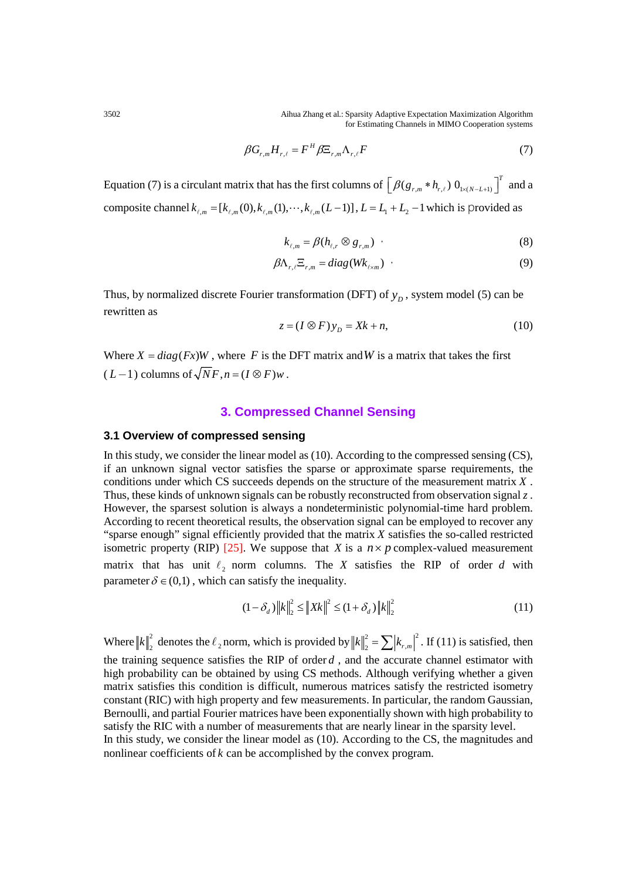$$\beta G_{r,m} H_{r,\ell} = F^H \beta \Xi_{r,m} \Lambda_{r,\ell} F \tag{7}$$

Equation (7) is a circulant matrix that has the first columns of $\left[\beta(g_{r,m} * h_{r,\ell}) \; 0_{1\times(N-L+1)}\right]^T$ and a composite channel $k_{\ell,m} = [k_{\ell,m}(0), k_{\ell,m}(1), \cdots, k_{\ell,m}(L-1)]$, $L = L_1 + L_2 - 1$ which is provided as

$$k_{\ell,m} = \beta(h_{\ell,r} \otimes g_{r,m}) \tag{8}$$

$$\beta \Lambda_{r,\ell} \Xi_{r,m} = diag(W k_{\ell\times m}) \tag{9}$$

Thus, by normalized discrete Fourier transformation (DFT) of $y_D$, system model (5) can be rewritten as

$$z = (I \otimes F) y_D = Xk + n, \tag{10}$$

Where $X = diag(Fx)W$, where $F$ is the DFT matrix and $W$ is a matrix that takes the first ($L-1$) columns of $\sqrt{N}F$, $n = (I \otimes F)w$.

## 3. Compressed Channel Sensing

### 3.1 Overview of compressed sensing

In this study, we consider the linear model as (10). According to the compressed sensing (CS), if an unknown signal vector satisfies the sparse or approximate sparse requirements, the conditions under which CS succeeds depends on the structure of the measurement matrix $X$. Thus, these kinds of unknown signals can be robustly reconstructed from observation signal $z$. However, the sparsest solution is always a nondeterministic polynomial-time hard problem. According to recent theoretical results, the observation signal can be employed to recover any "sparse enough" signal efficiently provided that the matrix $X$ satisfies the so-called restricted isometric property (RIP) [25]. We suppose that $X$ is a $n \times p$ complex-valued measurement matrix that has unit $\ell_2$ norm columns. The $X$ satisfies the RIP of order $d$ with parameter $\delta \in (0,1)$, which can satisfy the inequality.

$$(1-\delta_d)\|k\|_2^2 \le \|Xk\|^2 \le (1+\delta_d)\|k\|_2^2 \tag{11}$$

Where $\|k\|_2^2$ denotes the $\ell_2$ norm, which is provided by $\|k\|_2^2 = \sum |k_{r,m}|^2$. If (11) is satisfied, then the training sequence satisfies the RIP of order $d$, and the accurate channel estimator with high probability can be obtained by using CS methods. Although verifying whether a given matrix satisfies this condition is difficult, numerous matrices satisfy the restricted isometry constant (RIC) with high property and few measurements. In particular, the random Gaussian, Bernoulli, and partial Fourier matrices have been exponentially shown with high probability to satisfy the RIC with a number of measurements that are nearly linear in the sparsity level.

In this study, we consider the linear model as (10). According to the CS, the magnitudes and nonlinear coefficients of $k$ can be accomplished by the convex program.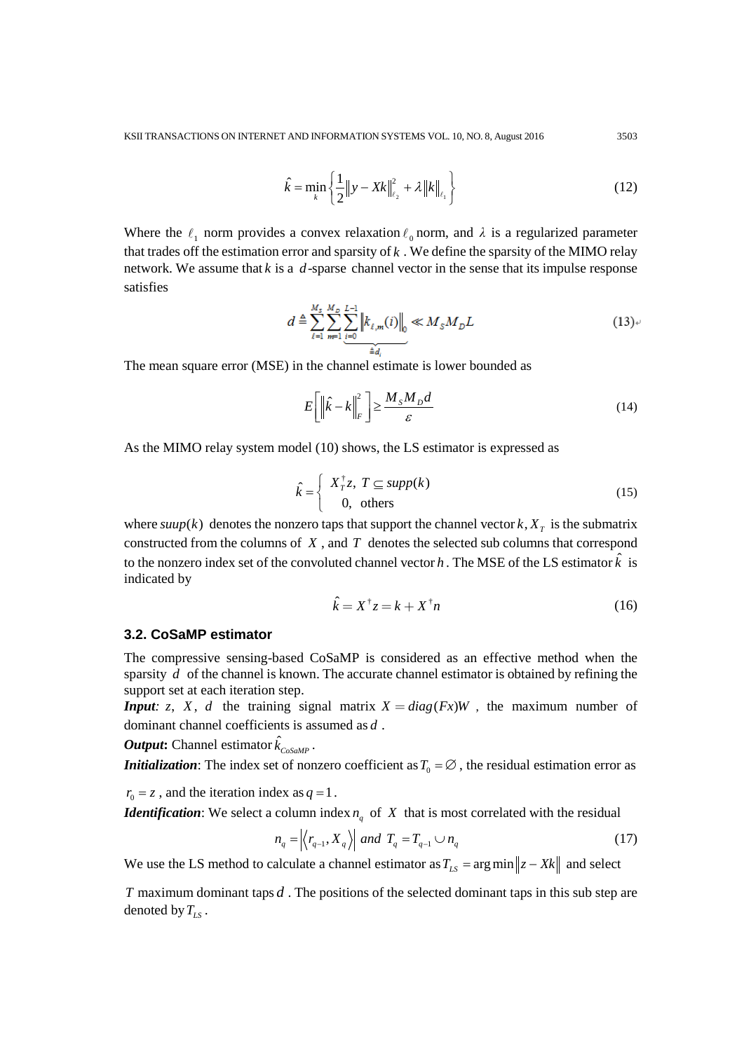$$\hat{k} = \min_{k} \left\{ \frac{1}{2} \|y - Xk\|_{\ell_2}^2 + \lambda \|k\|_{\ell_1} \right\} \tag{12}$$

Where the $\ell_1$ norm provides a convex relaxation $\ell_0$ norm, and $\lambda$ is a regularized parameter that trades off the estimation error and sparsity of $k$. We define the sparsity of the MIMO relay network. We assume that $k$ is a $d$-sparse channel vector in the sense that its impulse response satisfies

$$d \triangleq \sum_{\ell=1}^{M_S} \sum_{m=1}^{M_D} \underbrace{\sum_{i=0}^{L-1} \left\| k_{\ell,m}(i) \right\|_0}_{\triangleq d_i} \ll M_S M_D L \tag{13}$$

The mean square error (MSE) in the channel estimate is lower bounded as

$$E\left[ \left\| \hat{k} - k \right\|_F^2 \right] \geq \frac{M_S M_D d}{\varepsilon} \tag{14}$$

As the MIMO relay system model (10) shows, the LS estimator is expressed as

$$\hat{k} = \begin{cases} X_T^{\dagger} z, & T \subseteq supp(k) \\ 0, & \text{others} \end{cases} \tag{15}$$

where $suup(k)$ denotes the nonzero taps that support the channel vector $k$, $X_T$ is the submatrix constructed from the columns of $X$, and $T$ denotes the selected sub columns that correspond to the nonzero index set of the convoluted channel vector $h$. The MSE of the LS estimator $\hat{k}$ is indicated by

$$\hat{k} = X^{\dagger} z = k + X^{\dagger} n \tag{16}$$

### 3.2. CoSaMP estimator

The compressive sensing-based CoSaMP is considered as an effective method when the sparsity $d$ of the channel is known. The accurate channel estimator is obtained by refining the support set at each iteration step.

***Input**:* $z$, $X$, $d$ the training signal matrix $X = diag(Fx)W$, the maximum number of dominant channel coefficients is assumed as $d$.

***Output***: Channel estimator $\hat{k}_{CoSaMP}$.

***Initialization***: The index set of nonzero coefficient as $T_0 = \varnothing$, the residual estimation error as $r_0 = z$, and the iteration index as $q = 1$.

***Identification***: We select a column index $n_q$ of $X$ that is most correlated with the residual

$$n_q = \left| \langle r_{q-1}, X_q \rangle \right| \text{ and } T_q = T_{q-1} \cup n_q \tag{17}$$

We use the LS method to calculate a channel estimator as $T_{LS} = \arg\min \|z - Xk\|$ and select $T$ maximum dominant taps $d$. The positions of the selected dominant taps in this sub step are denoted by $T_{LS}$.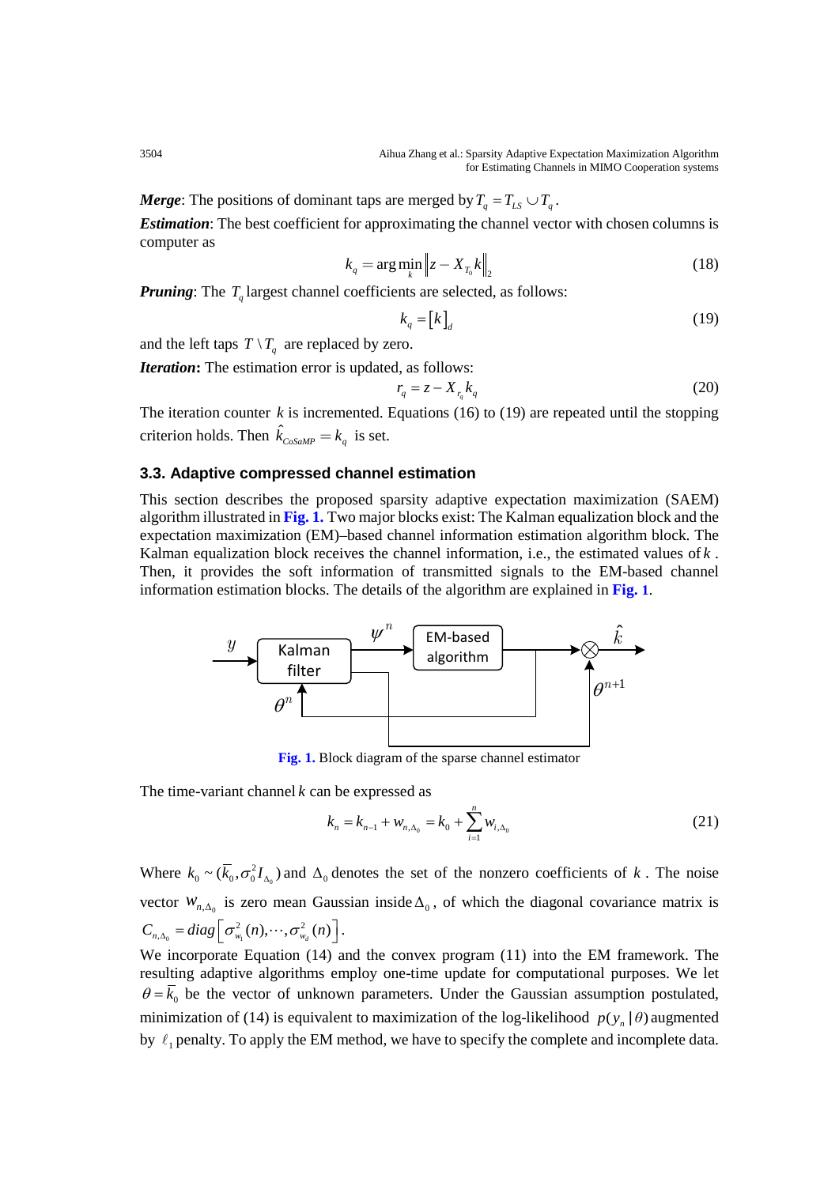***Merge***: The positions of dominant taps are merged by $T_q = T_{LS} \cup T_q$.

***Estimation***: The best coefficient for approximating the channel vector with chosen columns is computer as

$$k_q = \arg\min_k \left\| z - X_{T_0} k \right\|_2 \tag{18}$$

***Pruning***: The $T_q$ largest channel coefficients are selected, as follows:

$$k_q = [k]_d \tag{19}$$

and the left taps $T \setminus T_q$ are replaced by zero.

***Iteration*:** The estimation error is updated, as follows:

$$r_q = z - X_{r_q} k_q \tag{20}$$

The iteration counter $k$ is incremented. Equations (16) to (19) are repeated until the stopping criterion holds. Then $\hat{k}_{CoSaMP} = k_q$ is set.

### 3.3. Adaptive compressed channel estimation

This section describes the proposed sparsity adaptive expectation maximization (SAEM) algorithm illustrated in **Fig. 1.** Two major blocks exist: The Kalman equalization block and the expectation maximization (EM)–based channel information estimation algorithm block. The Kalman equalization block receives the channel information, i.e., the estimated values of $k$. Then, it provides the soft information of transmitted signals to the EM-based channel information estimation blocks. The details of the algorithm are explained in **Fig. 1**.

**Fig. 1.** Block diagram of the sparse channel estimator

The time-variant channel $k$ can be expressed as

$$k_n = k_{n-1} + w_{n,\Delta_0} = k_0 + \sum_{i=1}^{n} w_{i,\Delta_0} \tag{21}$$

Where $k_0 \sim (\bar{k}_0, \sigma_0^2 I_{\Delta_0})$ and $\Delta_0$ denotes the set of the nonzero coefficients of $k$. The noise vector $w_{n,\Delta_0}$ is zero mean Gaussian inside $\Delta_0$, of which the diagonal covariance matrix is $C_{n,\Delta_0} = diag\left[\sigma_{w_1}^2(n), \cdots, \sigma_{w_d}^2(n)\right]$.

We incorporate Equation (14) and the convex program (11) into the EM framework. The resulting adaptive algorithms employ one-time update for computational purposes. We let $\theta = \bar{k}_0$ be the vector of unknown parameters. Under the Gaussian assumption postulated, minimization of (14) is equivalent to maximization of the log-likelihood $p(y_n \mid \theta)$ augmented by $\ell_1$ penalty. To apply the EM method, we have to specify the complete and incomplete data.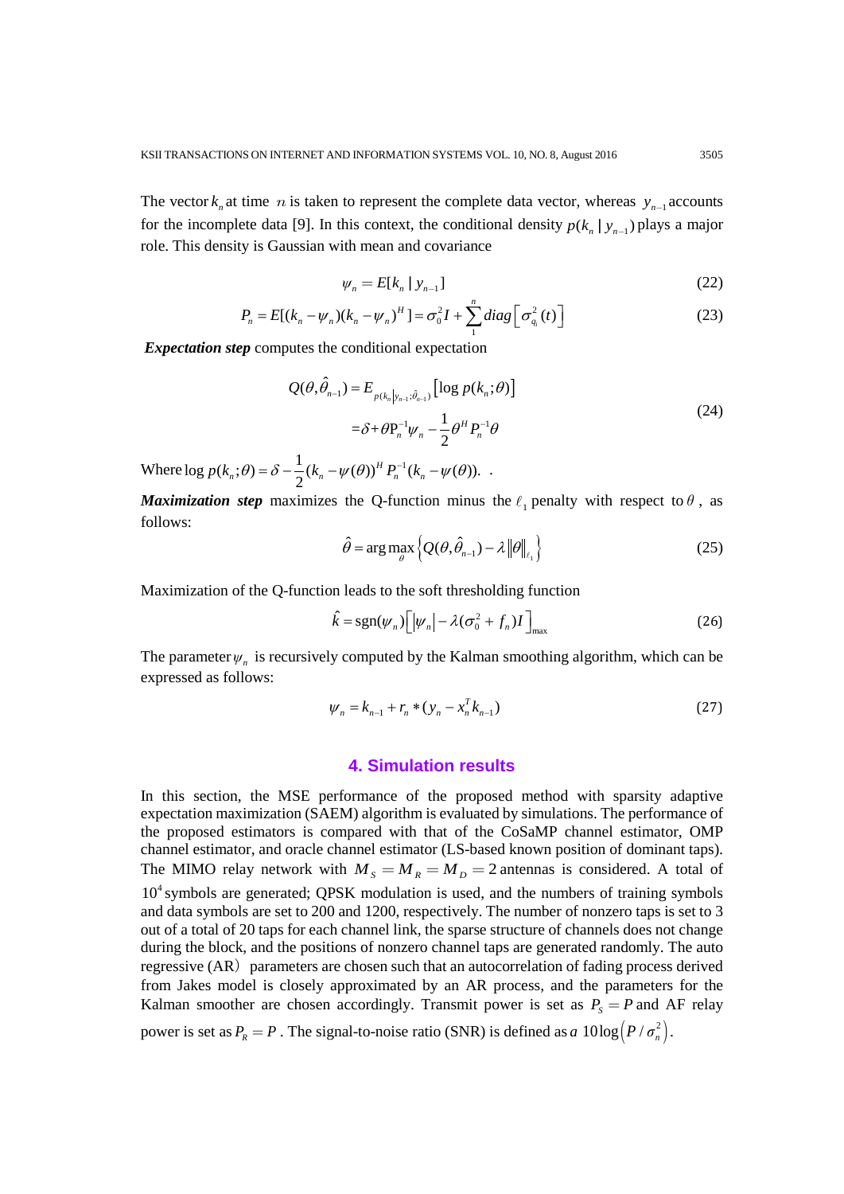The vector $k_n$ at time $n$ is taken to represent the complete data vector, whereas $y_{n-1}$ accounts for the incomplete data [9]. In this context, the conditional density $p(k_n \mid y_{n-1})$ plays a major role. This density is Gaussian with mean and covariance

$$\psi_n = E[k_n \mid y_{n-1}] \tag{22}$$

$$P_n = E[(k_n - \psi_n)(k_n - \psi_n)^H] = \sigma_0^2 I + \sum_1^n diag\left[\sigma_{q_i}^2(t)\right] \tag{23}$$

***Expectation step*** computes the conditional expectation

$$\begin{aligned} Q(\theta, \hat{\theta}_{n-1}) &= E_{p(k_n | y_{n-1}; \hat{\theta}_{n-1})}\left[\log p(k_n; \theta)\right] \\ &= \delta + \theta P_n^{-1} \psi_n - \frac{1}{2}\theta^H P_n^{-1} \theta \end{aligned} \tag{24}$$

Where $\log p(k_n; \theta) = \delta - \frac{1}{2}(k_n - \psi(\theta))^H P_n^{-1}(k_n - \psi(\theta))$. .

***Maximization step*** maximizes the Q-function minus the $\ell_1$ penalty with respect to $\theta$, as follows:

$$\hat{\theta} = \arg\max_{\theta}\left\{Q(\theta, \hat{\theta}_{n-1}) - \lambda \|\theta\|_{\ell_1}\right\} \tag{25}$$

Maximization of the Q-function leads to the soft thresholding function

$$\hat{k} = \text{sgn}(\psi_n)\left[|\psi_n| - \lambda(\sigma_0^2 + f_n)I\right]_{\max} \tag{26}$$

The parameter $\psi_n$ is recursively computed by the Kalman smoothing algorithm, which can be expressed as follows:

$$\psi_n = k_{n-1} + r_n * (y_n - x_n^T k_{n-1}) \tag{27}$$

## 4. Simulation results

In this section, the MSE performance of the proposed method with sparsity adaptive expectation maximization (SAEM) algorithm is evaluated by simulations. The performance of the proposed estimators is compared with that of the CoSaMP channel estimator, OMP channel estimator, and oracle channel estimator (LS-based known position of dominant taps). The MIMO relay network with $M_S = M_R = M_D = 2$ antennas is considered. A total of $10^4$ symbols are generated; QPSK modulation is used, and the numbers of training symbols and data symbols are set to 200 and 1200, respectively. The number of nonzero taps is set to 3 out of a total of 20 taps for each channel link, the sparse structure of channels does not change during the block, and the positions of nonzero channel taps are generated randomly. The auto regressive (AR) parameters are chosen such that an autocorrelation of fading process derived from Jakes model is closely approximated by an AR process, and the parameters for the Kalman smoother are chosen accordingly. Transmit power is set as $P_S = P$ and AF relay power is set as $P_R = P$. The signal-to-noise ratio (SNR) is defined as *a* $10\log\left(P / \sigma_n^2\right)$.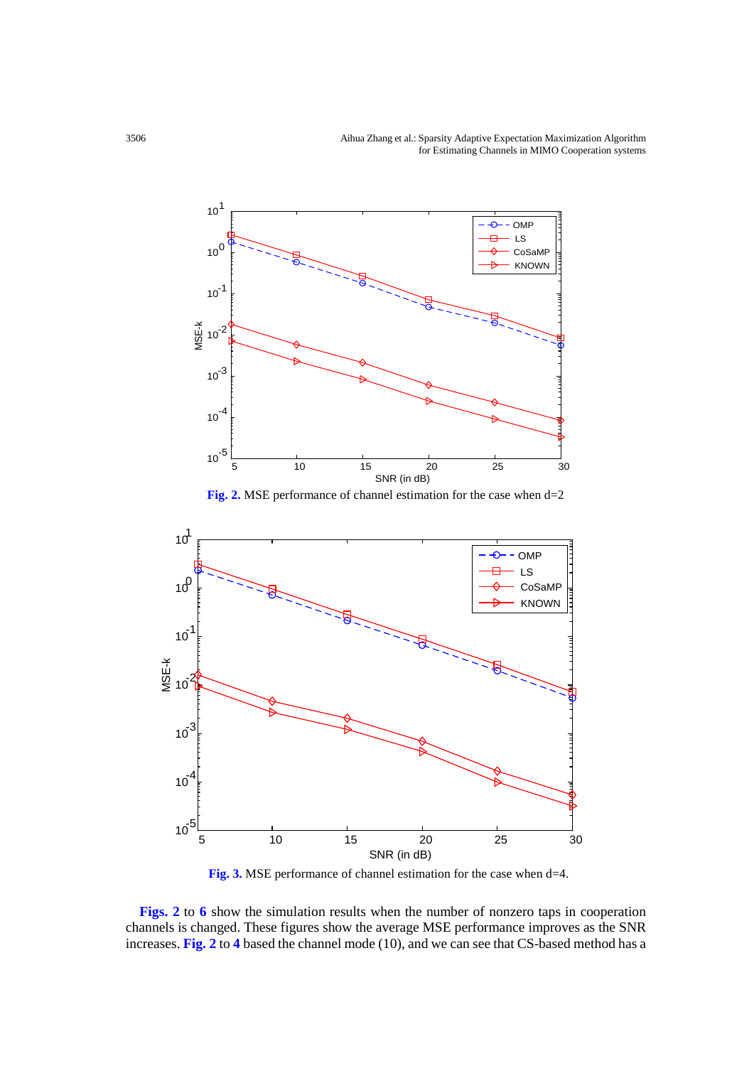**Fig. 2.** MSE performance of channel estimation for the case when d=2

**Fig. 3.** MSE performance of channel estimation for the case when d=4.

**Figs. 2** to **6** show the simulation results when the number of nonzero taps in cooperation channels is changed. These figures show the average MSE performance improves as the SNR increases. **Fig. 2** to **4** based the channel mode (10), and we can see that CS-based method has a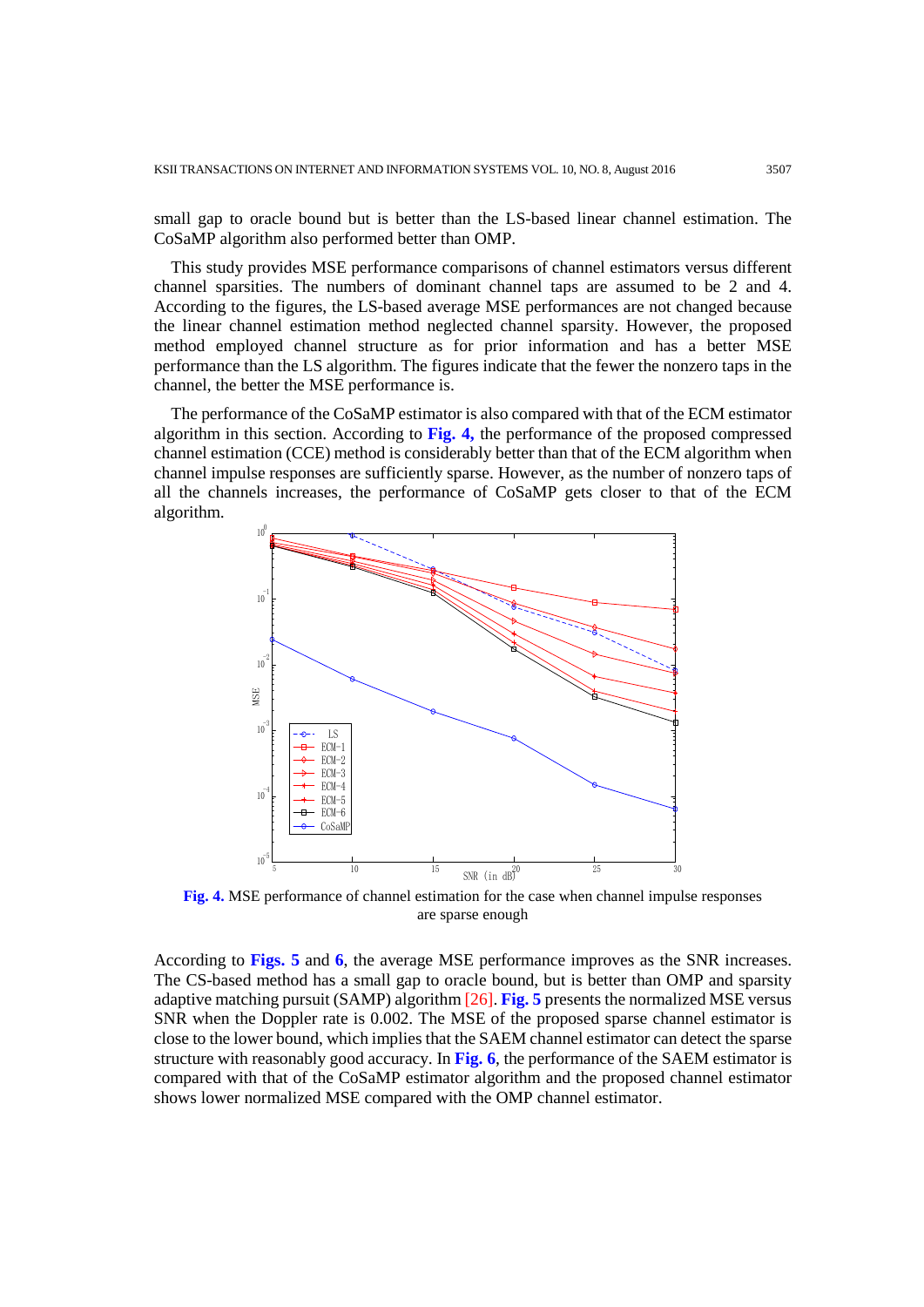small gap to oracle bound but is better than the LS-based linear channel estimation. The CoSaMP algorithm also performed better than OMP.

This study provides MSE performance comparisons of channel estimators versus different channel sparsities. The numbers of dominant channel taps are assumed to be 2 and 4. According to the figures, the LS-based average MSE performances are not changed because the linear channel estimation method neglected channel sparsity. However, the proposed method employed channel structure as for prior information and has a better MSE performance than the LS algorithm. The figures indicate that the fewer the nonzero taps in the channel, the better the MSE performance is.

The performance of the CoSaMP estimator is also compared with that of the ECM estimator algorithm in this section. According to **Fig. 4,** the performance of the proposed compressed channel estimation (CCE) method is considerably better than that of the ECM algorithm when channel impulse responses are sufficiently sparse. However, as the number of nonzero taps of all the channels increases, the performance of CoSaMP gets closer to that of the ECM algorithm.

**Fig. 4.** MSE performance of channel estimation for the case when channel impulse responses are sparse enough

According to **Figs. 5** and **6**, the average MSE performance improves as the SNR increases. The CS-based method has a small gap to oracle bound, but is better than OMP and sparsity adaptive matching pursuit (SAMP) algorithm [26]. **Fig. 5** presents the normalized MSE versus SNR when the Doppler rate is 0.002. The MSE of the proposed sparse channel estimator is close to the lower bound, which implies that the SAEM channel estimator can detect the sparse structure with reasonably good accuracy. In **Fig. 6**, the performance of the SAEM estimator is compared with that of the CoSaMP estimator algorithm and the proposed channel estimator shows lower normalized MSE compared with the OMP channel estimator.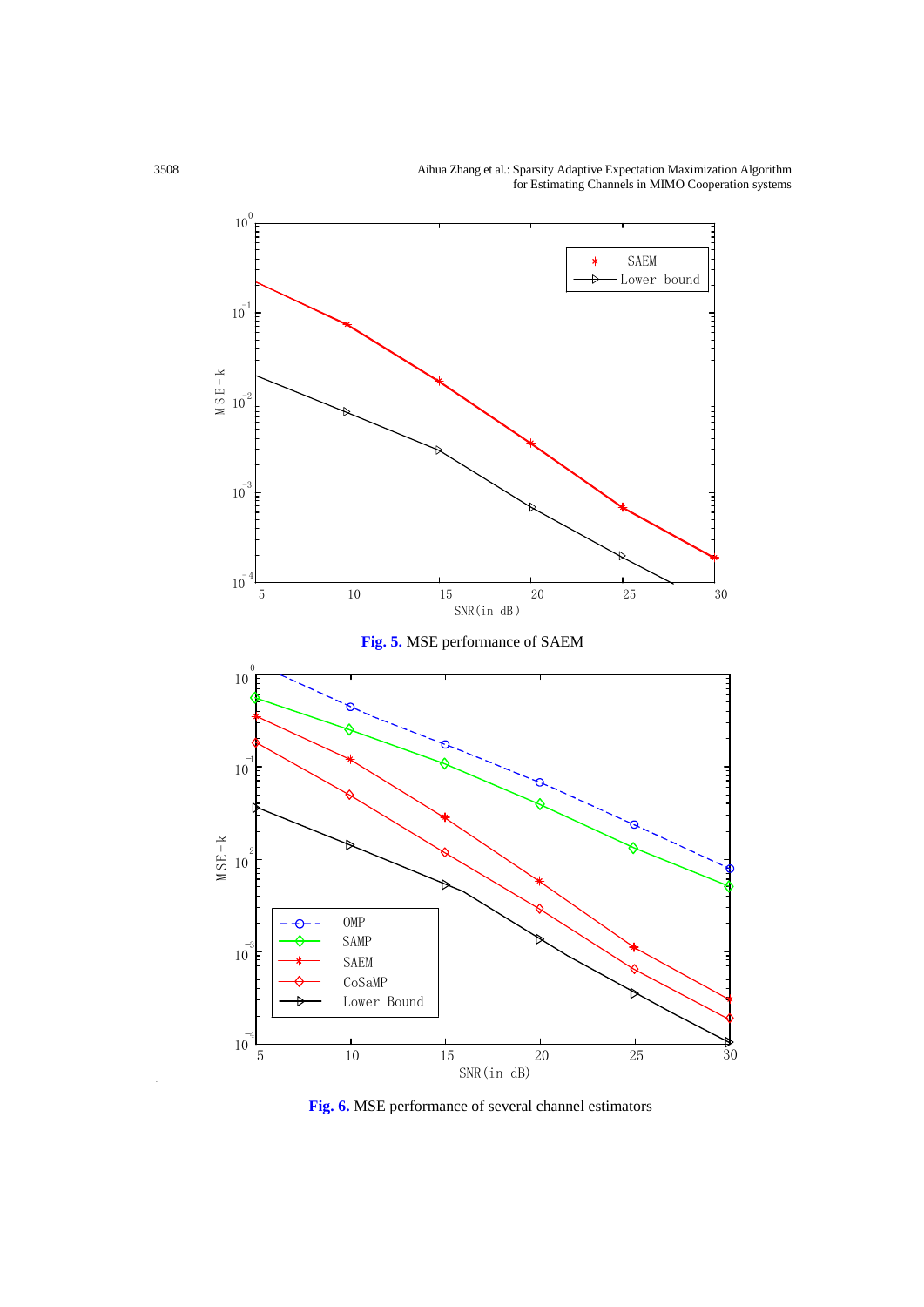**Fig. 5.** MSE performance of SAEM

**Fig. 6.** MSE performance of several channel estimators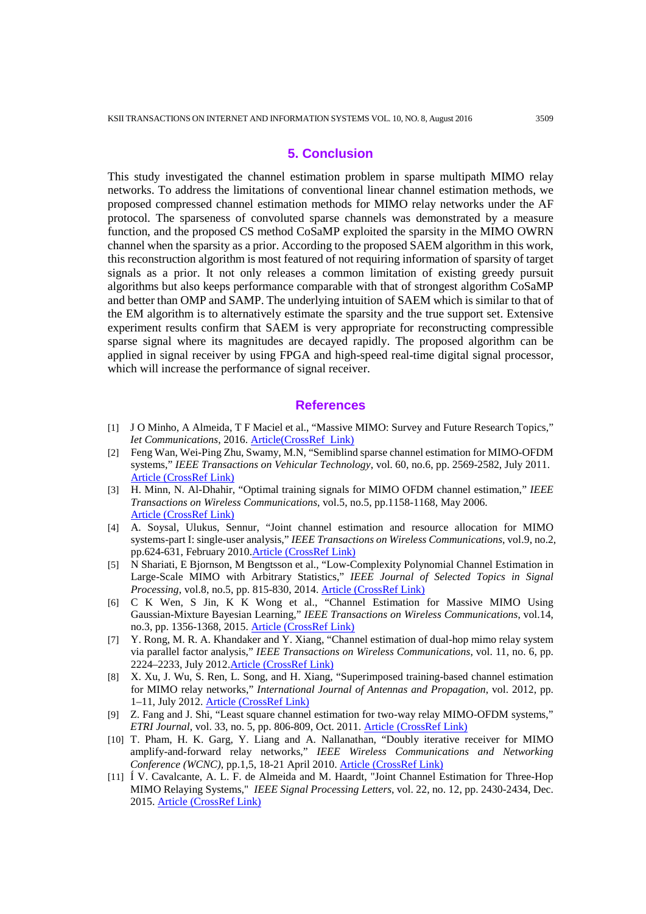## 5. Conclusion

This study investigated the channel estimation problem in sparse multipath MIMO relay networks. To address the limitations of conventional linear channel estimation methods, we proposed compressed channel estimation methods for MIMO relay networks under the AF protocol. The sparseness of convoluted sparse channels was demonstrated by a measure function, and the proposed CS method CoSaMP exploited the sparsity in the MIMO OWRN channel when the sparsity as a prior. According to the proposed SAEM algorithm in this work, this reconstruction algorithm is most featured of not requiring information of sparsity of target signals as a prior. It not only releases a common limitation of existing greedy pursuit algorithms but also keeps performance comparable with that of strongest algorithm CoSaMP and better than OMP and SAMP. The underlying intuition of SAEM which is similar to that of the EM algorithm is to alternatively estimate the sparsity and the true support set. Extensive experiment results confirm that SAEM is very appropriate for reconstructing compressible sparse signal where its magnitudes are decayed rapidly. The proposed algorithm can be applied in signal receiver by using FPGA and high-speed real-time digital signal processor, which will increase the performance of signal receiver.

## References

[1] J O Minho, A Almeida, T F Maciel et al., "Massive MIMO: Survey and Future Research Topics," *Iet Communications*, 2016. Article(CrossRef Link)

[2] Feng Wan, Wei-Ping Zhu, Swamy, M.N, "Semiblind sparse channel estimation for MIMO-OFDM systems," *IEEE Transactions on Vehicular Technology*, vol. 60, no.6, pp. 2569-2582, July 2011. Article (CrossRef Link)

[3] H. Minn, N. Al-Dhahir, "Optimal training signals for MIMO OFDM channel estimation," *IEEE Transactions on Wireless Communications*, vol.5, no.5, pp.1158-1168, May 2006. Article (CrossRef Link)

[4] A. Soysal, Ulukus, Sennur, "Joint channel estimation and resource allocation for MIMO systems-part I: single-user analysis," *IEEE Transactions on Wireless Communications*, vol.9, no.2, pp.624-631, February 2010. Article (CrossRef Link)

[5] N Shariati, E Bjornson, M Bengtsson et al., "Low-Complexity Polynomial Channel Estimation in Large-Scale MIMO with Arbitrary Statistics," *IEEE Journal of Selected Topics in Signal Processing*, vol.8, no.5, pp. 815-830, 2014. Article (CrossRef Link)

[6] C K Wen, S Jin, K K Wong et al., "Channel Estimation for Massive MIMO Using Gaussian-Mixture Bayesian Learning," *IEEE Transactions on Wireless Communications*, vol.14, no.3, pp. 1356-1368, 2015. Article (CrossRef Link)

[7] Y. Rong, M. R. A. Khandaker and Y. Xiang, "Channel estimation of dual-hop mimo relay system via parallel factor analysis," *IEEE Transactions on Wireless Communications*, vol. 11, no. 6, pp. 2224–2233, July 2012. Article (CrossRef Link)

[8] X. Xu, J. Wu, S. Ren, L. Song, and H. Xiang, "Superimposed training-based channel estimation for MIMO relay networks," *International Journal of Antennas and Propagation*, vol. 2012, pp. 1–11, July 2012. Article (CrossRef Link)

[9] Z. Fang and J. Shi, "Least square channel estimation for two-way relay MIMO-OFDM systems," *ETRI Journal*, vol. 33, no. 5, pp. 806-809, Oct. 2011. Article (CrossRef Link)

[10] T. Pham, H. K. Garg, Y. Liang and A. Nallanathan, "Doubly iterative receiver for MIMO amplify-and-forward relay networks," *IEEE Wireless Communications and Networking Conference (WCNC)*, pp.1,5, 18-21 April 2010. Article (CrossRef Link)

[11] Í V. Cavalcante, A. L. F. de Almeida and M. Haardt, "Joint Channel Estimation for Three-Hop MIMO Relaying Systems," *IEEE Signal Processing Letters*, vol. 22, no. 12, pp. 2430-2434, Dec. 2015. Article (CrossRef Link)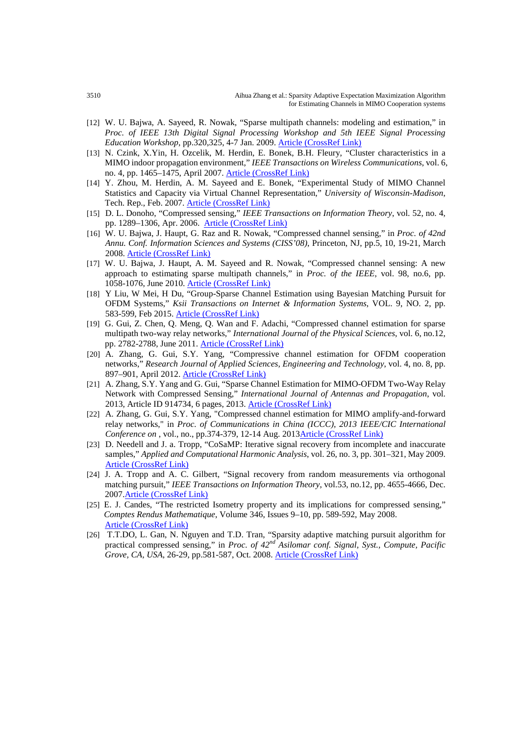[12] W. U. Bajwa, A. Sayeed, R. Nowak, "Sparse multipath channels: modeling and estimation," in *Proc. of IEEE 13th Digital Signal Processing Workshop and 5th IEEE Signal Processing Education Workshop*, pp.320,325, 4-7 Jan. 2009. Article (CrossRef Link)

[13] N. Czink, X.Yin, H. Ozcelik, M. Herdin, E. Bonek, B.H. Fleury, "Cluster characteristics in a MIMO indoor propagation environment," *IEEE Transactions on Wireless Communications*, vol. 6, no. 4, pp. 1465–1475, April 2007. Article (CrossRef Link)

[14] Y. Zhou, M. Herdin, A. M. Sayeed and E. Bonek, "Experimental Study of MIMO Channel Statistics and Capacity via Virtual Channel Representation," *University of Wisconsin-Madison*, Tech. Rep., Feb. 2007. Article (CrossRef Link)

[15] D. L. Donoho, "Compressed sensing," *IEEE Transactions on Information Theory*, vol. 52, no. 4, pp. 1289–1306, Apr. 2006. Article (CrossRef Link)

[16] W. U. Bajwa, J. Haupt, G. Raz and R. Nowak, "Compressed channel sensing," in *Proc. of 42nd Annu. Conf. Information Sciences and Systems (CISS'08)*, Princeton, NJ, pp.5, 10, 19-21, March 2008. Article (CrossRef Link)

[17] W. U. Bajwa, J. Haupt, A. M. Sayeed and R. Nowak, "Compressed channel sensing: A new approach to estimating sparse multipath channels," in *Proc. of the IEEE*, vol. 98, no.6, pp. 1058-1076, June 2010. Article (CrossRef Link)

[18] Y Liu, W Mei, H Du, "Group-Sparse Channel Estimation using Bayesian Matching Pursuit for OFDM Systems," *Ksii Transactions on Internet & Information Systems*, VOL. 9, NO. 2, pp. 583-599, Feb 2015. Article (CrossRef Link)

[19] G. Gui, Z. Chen, Q. Meng, Q. Wan and F. Adachi, "Compressed channel estimation for sparse multipath two-way relay networks," *International Journal of the Physical Sciences*, vol. 6, no.12, pp. 2782-2788, June 2011. Article (CrossRef Link)

[20] A. Zhang, G. Gui, S.Y. Yang, "Compressive channel estimation for OFDM cooperation networks," *Research Journal of Applied Sciences, Engineering and Technology*, vol. 4, no. 8, pp. 897–901, April 2012. Article (CrossRef Link)

[21] A. Zhang, S.Y. Yang and G. Gui, "Sparse Channel Estimation for MIMO-OFDM Two-Way Relay Network with Compressed Sensing," *International Journal of Antennas and Propagation*, vol. 2013, Article ID 914734, 6 pages, 2013. Article (CrossRef Link)

[22] A. Zhang, G. Gui, S.Y. Yang, "Compressed channel estimation for MIMO amplify-and-forward relay networks," in *Proc. of Communications in China (ICCC), 2013 IEEE/CIC International Conference on* , vol., no., pp.374-379, 12-14 Aug. 2013Article (CrossRef Link)

[23] D. Needell and J. a. Tropp, "CoSaMP: Iterative signal recovery from incomplete and inaccurate samples," *Applied and Computational Harmonic Analysis*, vol. 26, no. 3, pp. 301–321, May 2009. Article (CrossRef Link)

[24] J. A. Tropp and A. C. Gilbert, "Signal recovery from random measurements via orthogonal matching pursuit," *IEEE Transactions on Information Theory*, vol.53, no.12, pp. 4655-4666, Dec. 2007.Article (CrossRef Link)

[25] E. J. Candes, "The restricted Isometry property and its implications for compressed sensing," *Comptes Rendus Mathematique*, Volume 346, Issues 9–10, pp. 589-592, May 2008. Article (CrossRef Link)

[26] T.T.DO, L. Gan, N. Nguyen and T.D. Tran, "Sparsity adaptive matching pursuit algorithm for practical compressed sensing," in *Proc. of 42nd Asilomar conf. Signal, Syst., Compute, Pacific Grove, CA, USA*, 26-29, pp.581-587, Oct. 2008. Article (CrossRef Link)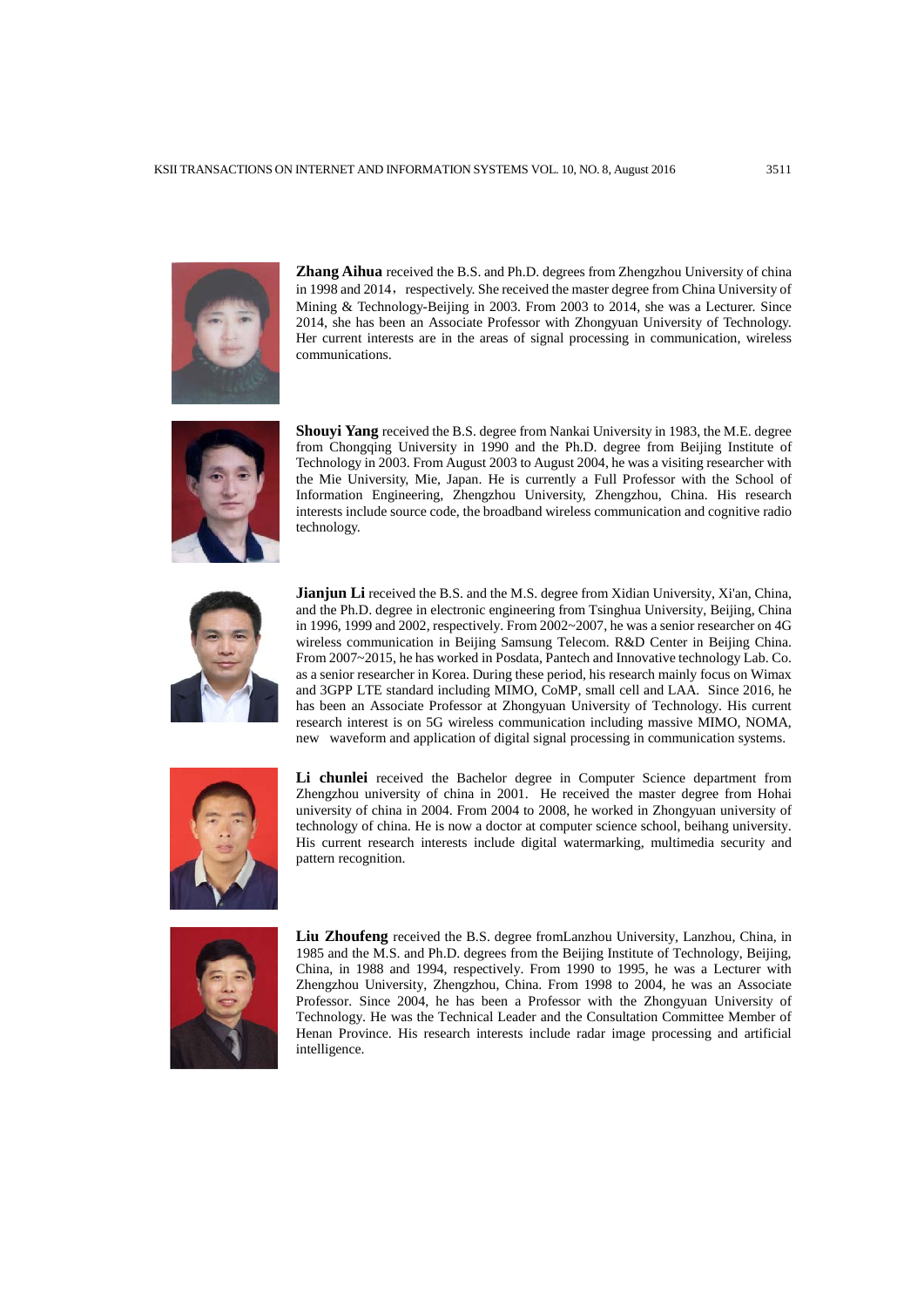**Zhang Aihua** received the B.S. and Ph.D. degrees from Zhengzhou University of china in 1998 and 2014， respectively. She received the master degree from China University of Mining & Technology-Beijing in 2003. From 2003 to 2014, she was a Lecturer. Since 2014, she has been an Associate Professor with Zhongyuan University of Technology. Her current interests are in the areas of signal processing in communication, wireless communications.

**Shouyi Yang** received the B.S. degree from Nankai University in 1983, the M.E. degree from Chongqing University in 1990 and the Ph.D. degree from Beijing Institute of Technology in 2003. From August 2003 to August 2004, he was a visiting researcher with the Mie University, Mie, Japan. He is currently a Full Professor with the School of Information Engineering, Zhengzhou University, Zhengzhou, China. His research interests include source code, the broadband wireless communication and cognitive radio technology.

**Jianjun Li** received the B.S. and the M.S. degree from Xidian University, Xi'an, China, and the Ph.D. degree in electronic engineering from Tsinghua University, Beijing, China in 1996, 1999 and 2002, respectively. From 2002~2007, he was a senior researcher on 4G wireless communication in Beijing Samsung Telecom. R&D Center in Beijing China. From 2007~2015, he has worked in Posdata, Pantech and Innovative technology Lab. Co. as a senior researcher in Korea. During these period, his research mainly focus on Wimax and 3GPP LTE standard including MIMO, CoMP, small cell and LAA. Since 2016, he has been an Associate Professor at Zhongyuan University of Technology. His current research interest is on 5G wireless communication including massive MIMO, NOMA, new waveform and application of digital signal processing in communication systems.

**Li chunlei** received the Bachelor degree in Computer Science department from Zhengzhou university of china in 2001. He received the master degree from Hohai university of china in 2004. From 2004 to 2008, he worked in Zhongyuan university of technology of china. He is now a doctor at computer science school, beihang university. His current research interests include digital watermarking, multimedia security and pattern recognition.

**Liu Zhoufeng** received the B.S. degree fromLanzhou University, Lanzhou, China, in 1985 and the M.S. and Ph.D. degrees from the Beijing Institute of Technology, Beijing, China, in 1988 and 1994, respectively. From 1990 to 1995, he was a Lecturer with Zhengzhou University, Zhengzhou, China. From 1998 to 2004, he was an Associate Professor. Since 2004, he has been a Professor with the Zhongyuan University of Technology. He was the Technical Leader and the Consultation Committee Member of Henan Province. His research interests include radar image processing and artificial intelligence.